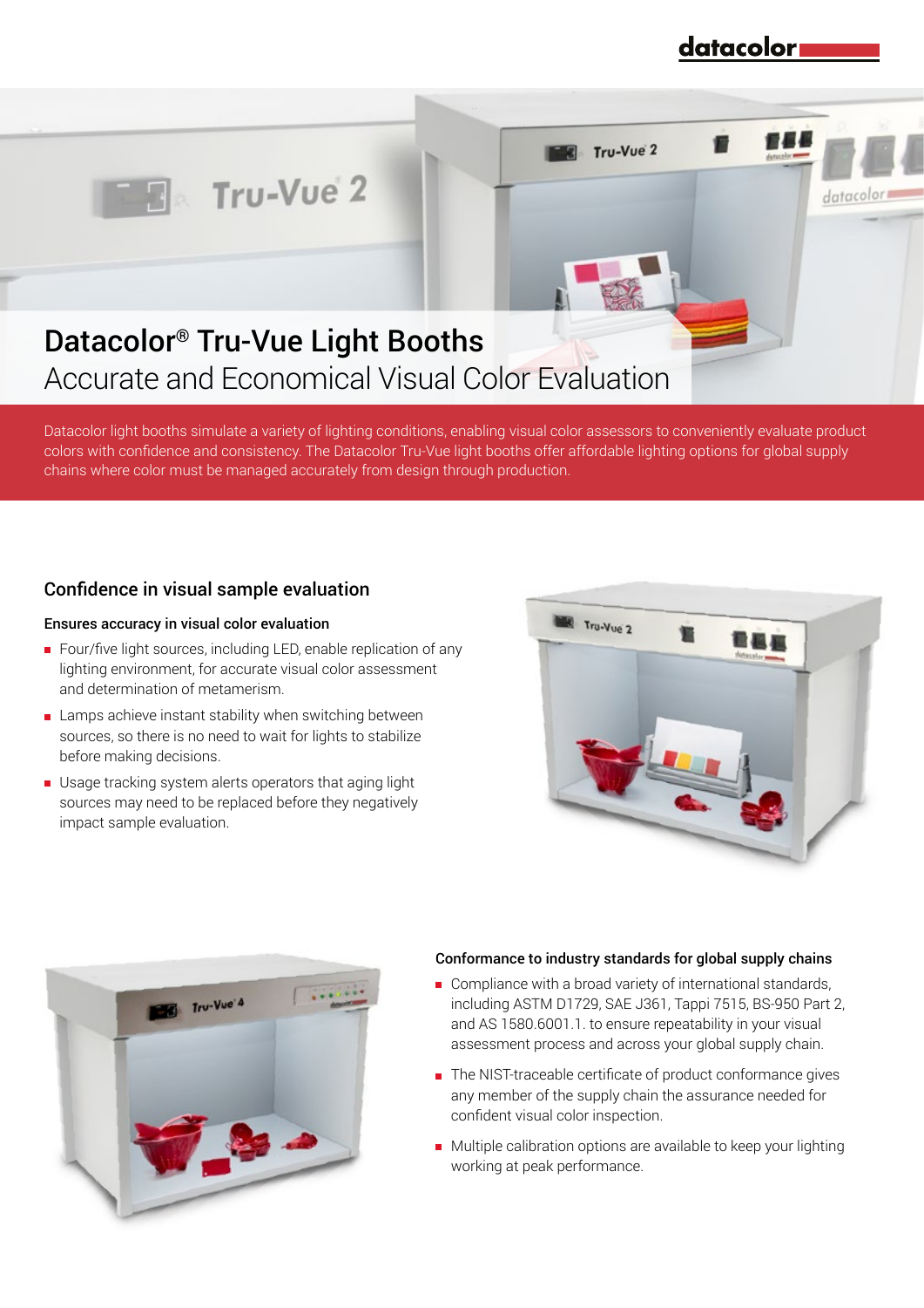# Datacolor® Tru-Vue Light Booths

## Accurate and Economical Visual Color Evaluation

Datacolor light booths simulate a variety of lighting conditions, enabling visual color assessors to conveniently evaluate product colors with confidence and consistency. The Datacolor Tru-Vue light booths offer affordable lighting options for global supply chains where color must be managed accurately from design through production.

## Confidence in visual sample evaluation

### Ensures accuracy in visual color evaluation

- Four/five light sources, including LED, enable replication of any lighting environment, for accurate visual color assessment and determination of metamerism.
- Lamps achieve instant stability when switching between sources, so there is no need to wait for lights to stabilize before making decisions.
- Usage tracking system alerts operators that aging light sources may need to be replaced before they negatively impact sample evaluation.

### Conformance to industry standards for global supply chains

- Compliance with a broad variety of international standards, including ASTM D1729, SAE J361, Tappi 7515, BS-950 Part 2, and AS 1580.6001.1. to ensure repeatability in your visual assessment process and across your global supply chain.
- The NIST-traceable certificate of product conformance gives any member of the supply chain the assurance needed for confident visual color inspection.
- Multiple calibration options are available to keep your lighting working at peak performance.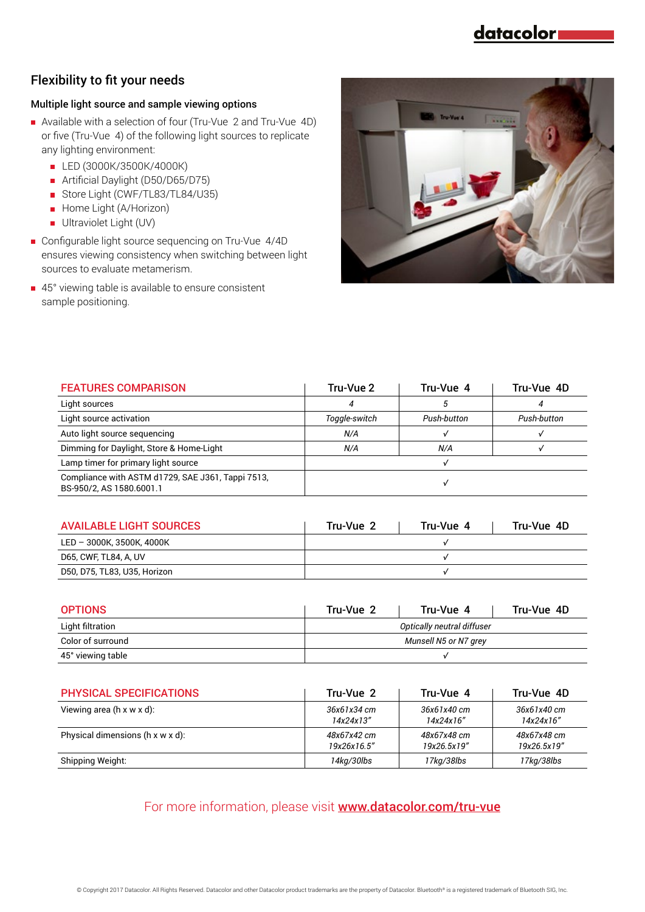## Flexibility to fit your needs

### Multiple light source and sample viewing options

- Available with a selection of four (Tru-Vue 2 and Tru-Vue 4D) or five (Tru-Vue 4) of the following light sources to replicate any lighting environment:
  - LED (3000K/3500K/4000K)
  - Artificial Daylight (D50/D65/D75)
  - Store Light (CWF/TL83/TL84/U35)
  - Home Light (A/Horizon)
  - Ultraviolet Light (UV)
- Configurable light source sequencing on Tru-Vue 4/4D ensures viewing consistency when switching between light sources to evaluate metamerism.
- 45° viewing table is available to ensure consistent sample positioning.

| FEATURES COMPARISON | Tru-Vue 2 | Tru-Vue 4 | Tru-Vue 4D |
|---|---|---|---|
| Light sources | *4* | *5* | *4* |
| Light source activation | *Toggle-switch* | *Push-button* | *Push-button* |
| Auto light source sequencing | *N/A* | √ | √ |
| Dimming for Daylight, Store & Home-Light | *N/A* | *N/A* | √ |
| Lamp timer for primary light source | | √ | |
| Compliance with ASTM d1729, SAE J361, Tappi 7513, BS-950/2, AS 1580.6001.1 | | √ | |

| AVAILABLE LIGHT SOURCES | Tru-Vue 2 | Tru-Vue 4 | Tru-Vue 4D |
|---|---|---|---|
| LED – 3000K, 3500K, 4000K | | √ | |
| D65, CWF, TL84, A, UV | | √ | |
| D50, D75, TL83, U35, Horizon | | √ | |

| OPTIONS | Tru-Vue 2 | Tru-Vue 4 | Tru-Vue 4D |
|---|---|---|---|
| Light filtration | | *Optically neutral diffuser* | |
| Color of surround | | *Munsell N5 or N7 grey* | |
| 45° viewing table | | √ | |

| PHYSICAL SPECIFICATIONS | Tru-Vue 2 | Tru-Vue 4 | Tru-Vue 4D |
|---|---|---|---|
| Viewing area (h x w x d): | *36x61x34 cm 14x24x13"* | *36x61x40 cm 14x24x16"* | *36x61x40 cm 14x24x16"* |
| Physical dimensions (h x w x d): | *48x67x42 cm 19x26x16.5"* | *48x67x48 cm 19x26.5x19"* | *48x67x48 cm 19x26.5x19"* |
| Shipping Weight: | *14kg/30lbs* | *17kg/38lbs* | *17kg/38lbs* |

For more information, please visit **www.datacolor.com/tru-vue**

© Copyright 2017 Datacolor. All Rights Reserved. Datacolor and other Datacolor product trademarks are the property of Datacolor. Bluetooth® is a registered trademark of Bluetooth SIG, Inc.